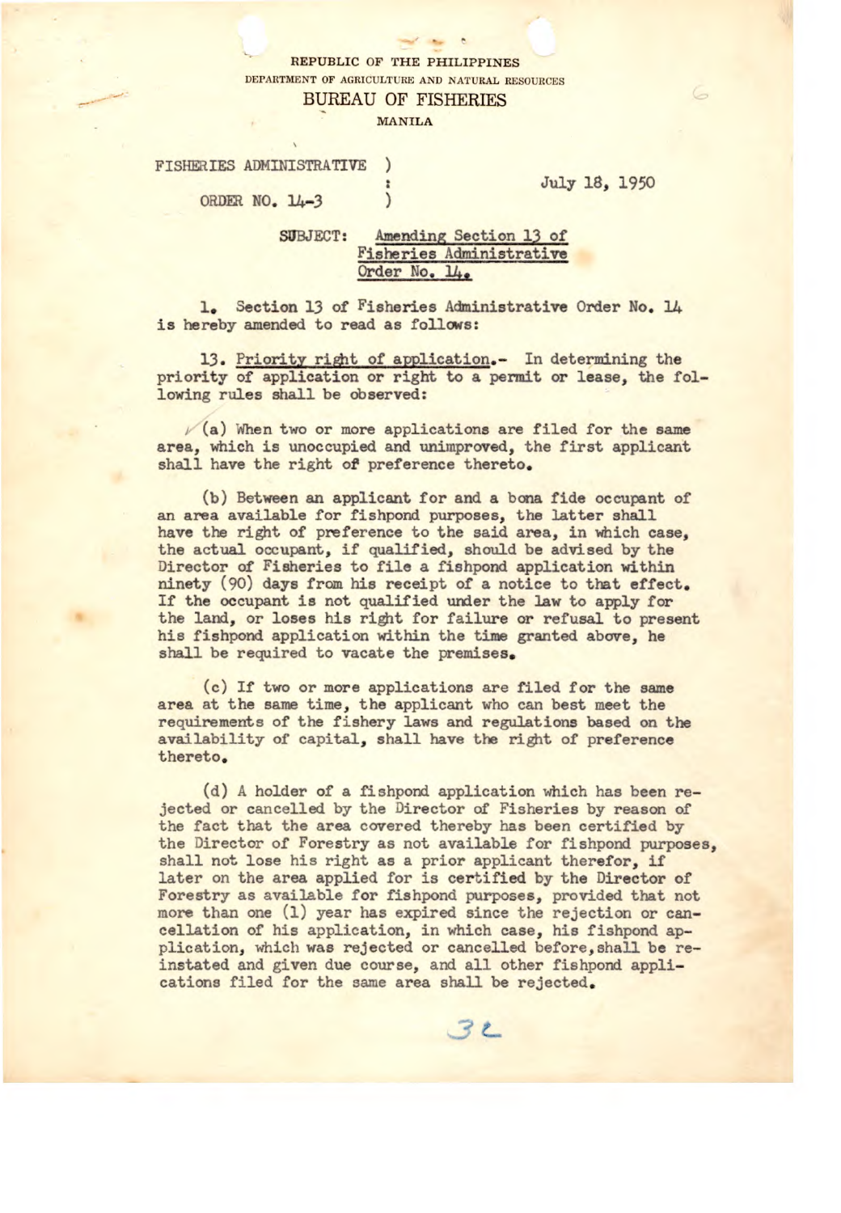REPUBLIC OF THE PHILIPPINES
DEPARTMENT OF AGRICULTURE AND NATURAL RESOURCES
BUREAU OF FISHERIES
MANILA

FISHERIES ADMINISTRATIVE ORDER NO. 14-3

July 18, 1950

SUBJECT: Amending Section 13 of Fisheries Administrative Order No. 14.

1. Section 13 of Fisheries Administrative Order No. 14 is hereby amended to read as follows:

13. Priority right of application.- In determining the priority of application or right to a permit or lease, the following rules shall be observed:

(a) When two or more applications are filed for the same area, which is unoccupied and unimproved, the first applicant shall have the right of preference thereto.

(b) Between an applicant for and a bona fide occupant of an area available for fishpond purposes, the latter shall have the right of preference to the said area, in which case, the actual occupant, if qualified, should be advised by the Director of Fisheries to file a fishpond application within ninety (90) days from his receipt of a notice to that effect. If the occupant is not qualified under the law to apply for the land, or loses his right for failure or refusal to present his fishpond application within the time granted above, he shall be required to vacate the premises.

(c) If two or more applications are filed for the same area at the same time, the applicant who can best meet the requirements of the fishery laws and regulations based on the availability of capital, shall have the right of preference thereto.

(d) A holder of a fishpond application which has been rejected or cancelled by the Director of Fisheries by reason of the fact that the area covered thereby has been certified by the Director of Forestry as not available for fishpond purposes, shall not lose his right as a prior applicant therefor, if later on the area applied for is certified by the Director of Forestry as available for fishpond purposes, provided that not more than one (1) year has expired since the rejection or cancellation of his application, in which case, his fishpond application, which was rejected or cancelled before, shall be reinstated and given due course, and all other fishpond applications filed for the same area shall be rejected.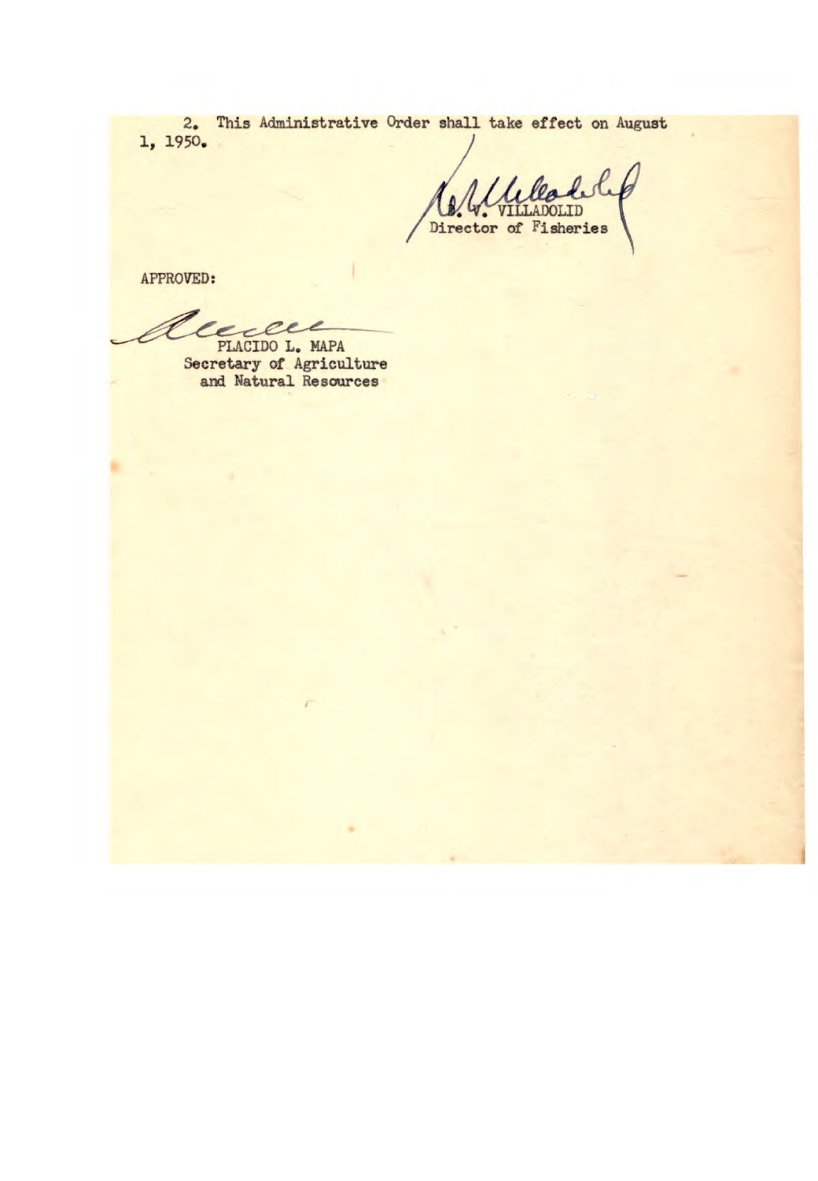2. This Administrative Order shall take effect on August 1, 1950.

D. V. VILLADOLID
Director of Fisheries

APPROVED:

PLACIDO L. MAPA
Secretary of Agriculture
and Natural Resources